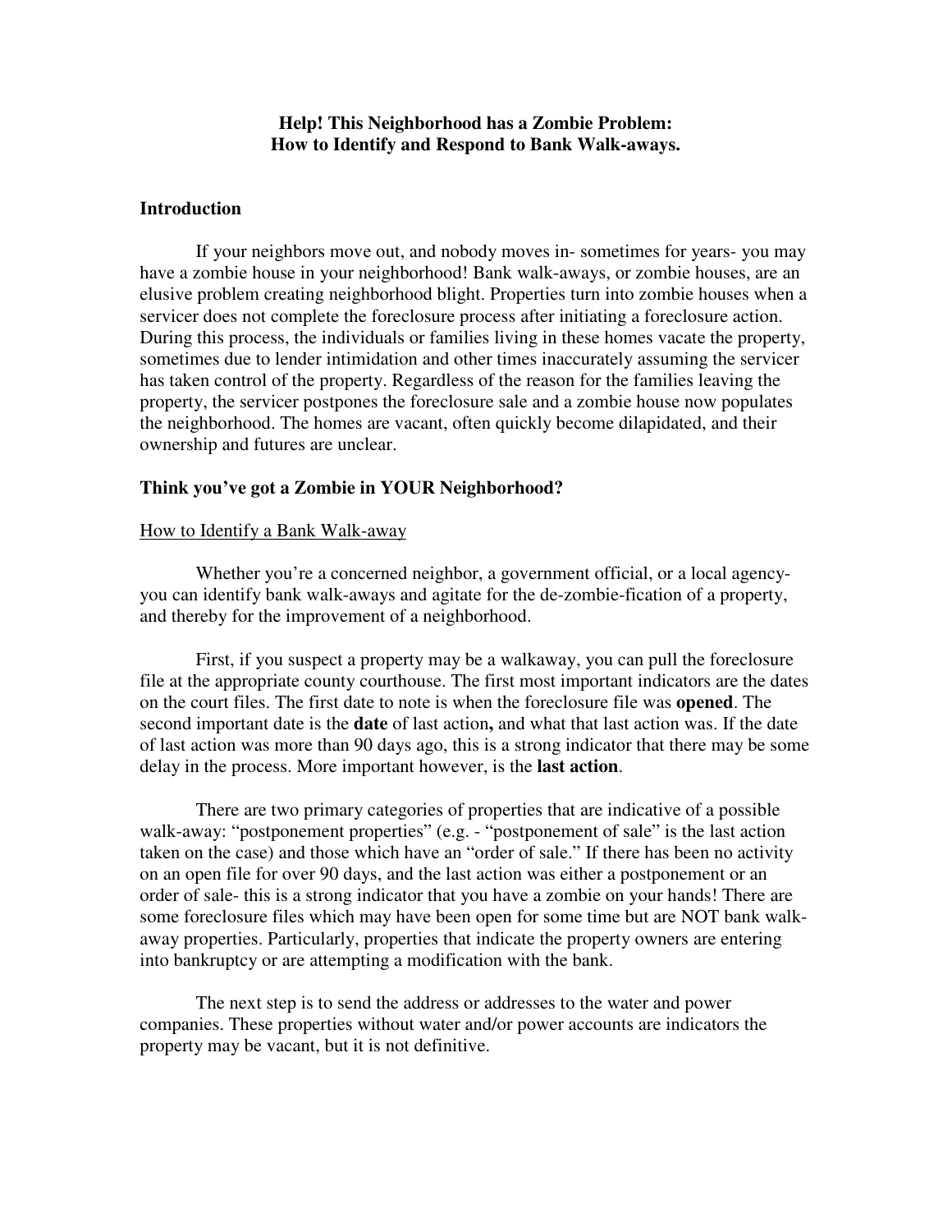# Help! This Neighborhood has a Zombie Problem: How to Identify and Respond to Bank Walk-aways.

## Introduction

If your neighbors move out, and nobody moves in- sometimes for years- you may have a zombie house in your neighborhood! Bank walk-aways, or zombie houses, are an elusive problem creating neighborhood blight. Properties turn into zombie houses when a servicer does not complete the foreclosure process after initiating a foreclosure action. During this process, the individuals or families living in these homes vacate the property, sometimes due to lender intimidation and other times inaccurately assuming the servicer has taken control of the property. Regardless of the reason for the families leaving the property, the servicer postpones the foreclosure sale and a zombie house now populates the neighborhood. The homes are vacant, often quickly become dilapidated, and their ownership and futures are unclear.

## Think you've got a Zombie in YOUR Neighborhood?

### How to Identify a Bank Walk-away

Whether you're a concerned neighbor, a government official, or a local agency- you can identify bank walk-aways and agitate for the de-zombie-fication of a property, and thereby for the improvement of a neighborhood.

First, if you suspect a property may be a walkaway, you can pull the foreclosure file at the appropriate county courthouse. The first most important indicators are the dates on the court files. The first date to note is when the foreclosure file was **opened**. The second important date is the **date** of last action**,** and what that last action was. If the date of last action was more than 90 days ago, this is a strong indicator that there may be some delay in the process. More important however, is the **last action**.

There are two primary categories of properties that are indicative of a possible walk-away: "postponement properties" (e.g. - "postponement of sale" is the last action taken on the case) and those which have an "order of sale." If there has been no activity on an open file for over 90 days, and the last action was either a postponement or an order of sale- this is a strong indicator that you have a zombie on your hands! There are some foreclosure files which may have been open for some time but are NOT bank walk-away properties. Particularly, properties that indicate the property owners are entering into bankruptcy or are attempting a modification with the bank.

The next step is to send the address or addresses to the water and power companies. These properties without water and/or power accounts are indicators the property may be vacant, but it is not definitive.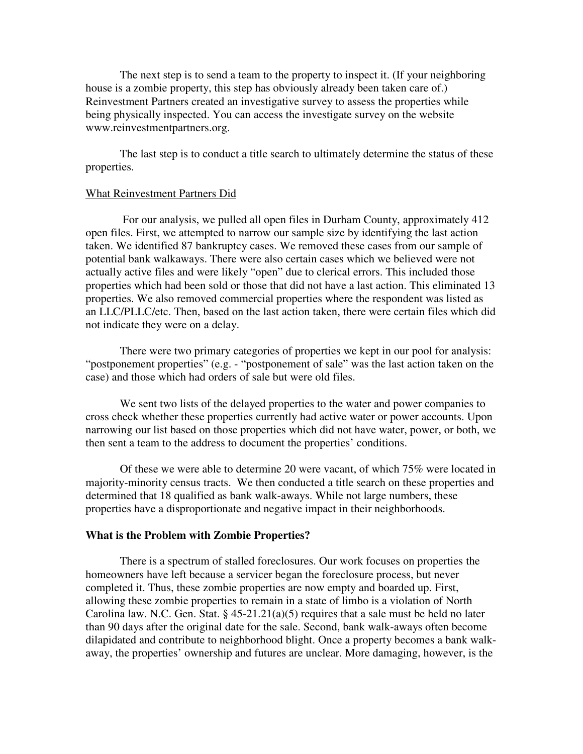The next step is to send a team to the property to inspect it. (If your neighboring house is a zombie property, this step has obviously already been taken care of.) Reinvestment Partners created an investigative survey to assess the properties while being physically inspected. You can access the investigate survey on the website www.reinvestmentpartners.org.

The last step is to conduct a title search to ultimately determine the status of these properties.

<u>What Reinvestment Partners Did</u>

For our analysis, we pulled all open files in Durham County, approximately 412 open files. First, we attempted to narrow our sample size by identifying the last action taken. We identified 87 bankruptcy cases. We removed these cases from our sample of potential bank walkaways. There were also certain cases which we believed were not actually active files and were likely "open" due to clerical errors. This included those properties which had been sold or those that did not have a last action. This eliminated 13 properties. We also removed commercial properties where the respondent was listed as an LLC/PLLC/etc. Then, based on the last action taken, there were certain files which did not indicate they were on a delay.

There were two primary categories of properties we kept in our pool for analysis: "postponement properties" (e.g. - "postponement of sale" was the last action taken on the case) and those which had orders of sale but were old files.

We sent two lists of the delayed properties to the water and power companies to cross check whether these properties currently had active water or power accounts. Upon narrowing our list based on those properties which did not have water, power, or both, we then sent a team to the address to document the properties' conditions.

Of these we were able to determine 20 were vacant, of which 75% were located in majority-minority census tracts. We then conducted a title search on these properties and determined that 18 qualified as bank walk-aways. While not large numbers, these properties have a disproportionate and negative impact in their neighborhoods.

**What is the Problem with Zombie Properties?**

There is a spectrum of stalled foreclosures. Our work focuses on properties the homeowners have left because a servicer began the foreclosure process, but never completed it. Thus, these zombie properties are now empty and boarded up. First, allowing these zombie properties to remain in a state of limbo is a violation of North Carolina law. N.C. Gen. Stat. § 45-21.21(a)(5) requires that a sale must be held no later than 90 days after the original date for the sale. Second, bank walk-aways often become dilapidated and contribute to neighborhood blight. Once a property becomes a bank walk-away, the properties' ownership and futures are unclear. More damaging, however, is the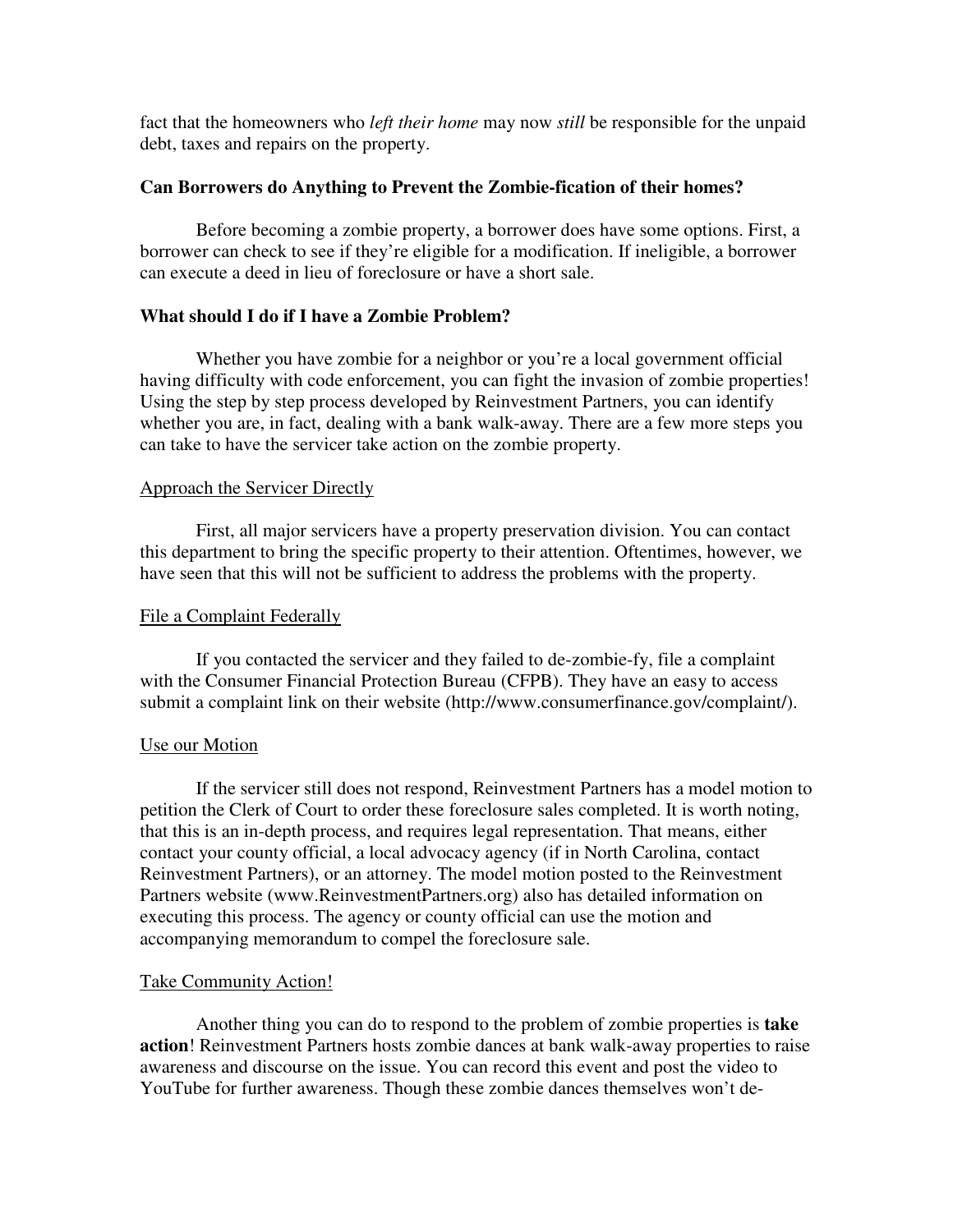fact that the homeowners who *left their home* may now *still* be responsible for the unpaid debt, taxes and repairs on the property.

### Can Borrowers do Anything to Prevent the Zombie-fication of their homes?

Before becoming a zombie property, a borrower does have some options. First, a borrower can check to see if they're eligible for a modification. If ineligible, a borrower can execute a deed in lieu of foreclosure or have a short sale.

### What should I do if I have a Zombie Problem?

Whether you have zombie for a neighbor or you're a local government official having difficulty with code enforcement, you can fight the invasion of zombie properties! Using the step by step process developed by Reinvestment Partners, you can identify whether you are, in fact, dealing with a bank walk-away. There are a few more steps you can take to have the servicer take action on the zombie property.

<u>Approach the Servicer Directly</u>

First, all major servicers have a property preservation division. You can contact this department to bring the specific property to their attention. Oftentimes, however, we have seen that this will not be sufficient to address the problems with the property.

<u>File a Complaint Federally</u>

If you contacted the servicer and they failed to de-zombie-fy, file a complaint with the Consumer Financial Protection Bureau (CFPB). They have an easy to access submit a complaint link on their website (http://www.consumerfinance.gov/complaint/).

<u>Use our Motion</u>

If the servicer still does not respond, Reinvestment Partners has a model motion to petition the Clerk of Court to order these foreclosure sales completed. It is worth noting, that this is an in-depth process, and requires legal representation. That means, either contact your county official, a local advocacy agency (if in North Carolina, contact Reinvestment Partners), or an attorney. The model motion posted to the Reinvestment Partners website (www.ReinvestmentPartners.org) also has detailed information on executing this process. The agency or county official can use the motion and accompanying memorandum to compel the foreclosure sale.

<u>Take Community Action!</u>

Another thing you can do to respond to the problem of zombie properties is **take action**! Reinvestment Partners hosts zombie dances at bank walk-away properties to raise awareness and discourse on the issue. You can record this event and post the video to YouTube for further awareness. Though these zombie dances themselves won't de-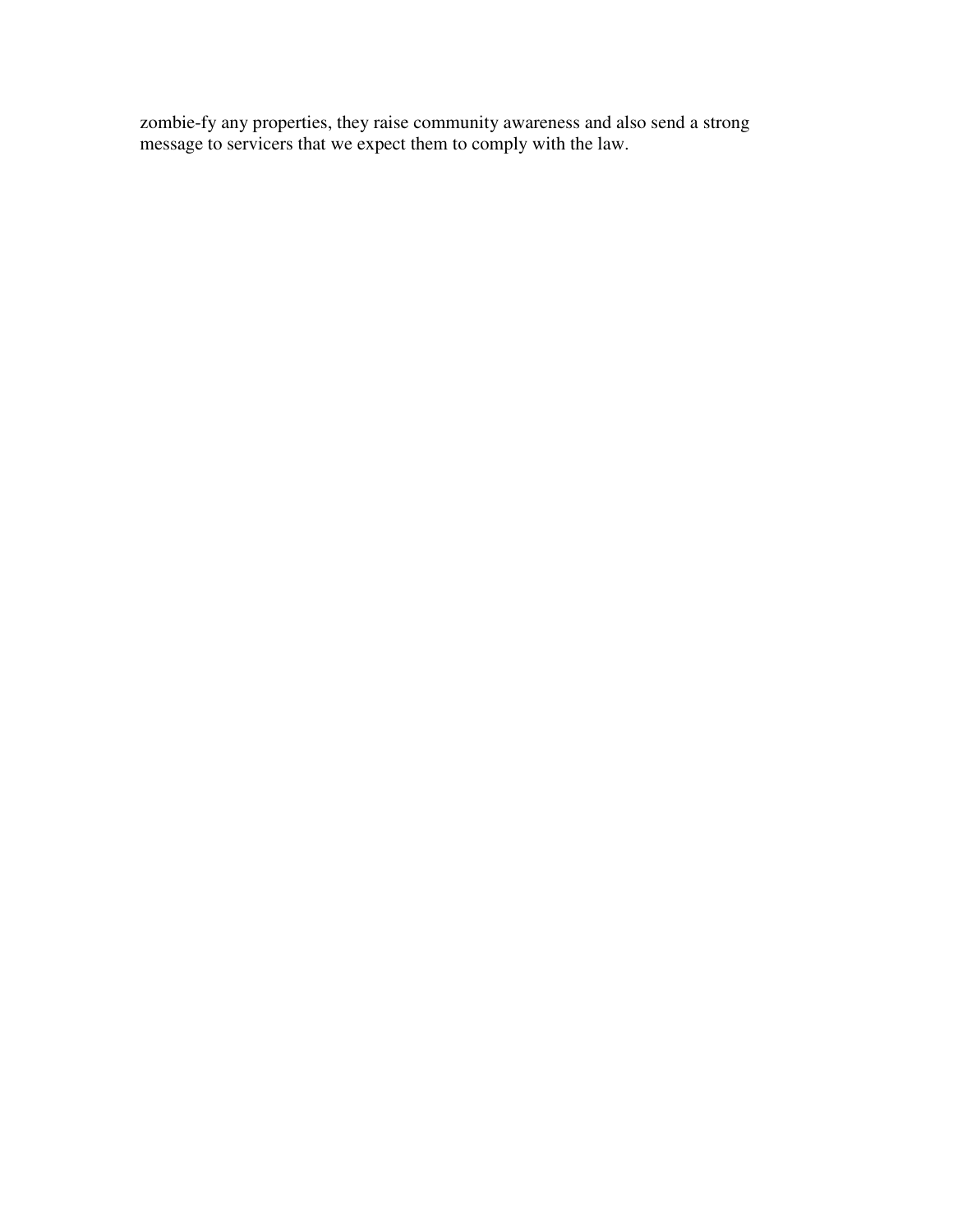zombie-fy any properties, they raise community awareness and also send a strong message to servicers that we expect them to comply with the law.